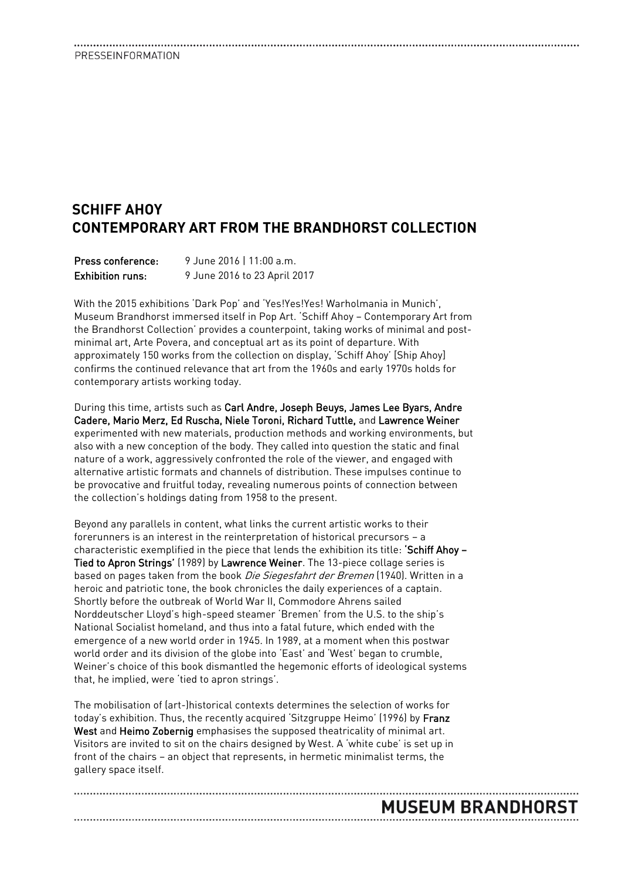# SCHIFF AHOY
# CONTEMPORARY ART FROM THE BRANDHORST COLLECTION

**Press conference:** 9 June 2016 | 11:00 a.m.
**Exhibition runs:** 9 June 2016 to 23 April 2017

With the 2015 exhibitions 'Dark Pop' and 'Yes!Yes!Yes! Warholmania in Munich', Museum Brandhorst immersed itself in Pop Art. 'Schiff Ahoy – Contemporary Art from the Brandhorst Collection' provides a counterpoint, taking works of minimal and post-minimal art, Arte Povera, and conceptual art as its point of departure. With approximately 150 works from the collection on display, 'Schiff Ahoy' [Ship Ahoy] confirms the continued relevance that art from the 1960s and early 1970s holds for contemporary artists working today.

During this time, artists such as **Carl Andre, Joseph Beuys, James Lee Byars, Andre Cadere, Mario Merz, Ed Ruscha, Niele Toroni, Richard Tuttle,** and **Lawrence Weiner** experimented with new materials, production methods and working environments, but also with a new conception of the body. They called into question the static and final nature of a work, aggressively confronted the role of the viewer, and engaged with alternative artistic formats and channels of distribution. These impulses continue to be provocative and fruitful today, revealing numerous points of connection between the collection's holdings dating from 1958 to the present.

Beyond any parallels in content, what links the current artistic works to their forerunners is an interest in the reinterpretation of historical precursors – a characteristic exemplified in the piece that lends the exhibition its title: **'Schiff Ahoy – Tied to Apron Strings'** (1989) by **Lawrence Weiner**. The 13-piece collage series is based on pages taken from the book *Die Siegesfahrt der Bremen* (1940). Written in a heroic and patriotic tone, the book chronicles the daily experiences of a captain. Shortly before the outbreak of World War II, Commodore Ahrens sailed Norddeutscher Lloyd's high-speed steamer 'Bremen' from the U.S. to the ship's National Socialist homeland, and thus into a fatal future, which ended with the emergence of a new world order in 1945. In 1989, at a moment when this postwar world order and its division of the globe into 'East' and 'West' began to crumble, Weiner's choice of this book dismantled the hegemonic efforts of ideological systems that, he implied, were 'tied to apron strings'.

The mobilisation of (art-)historical contexts determines the selection of works for today's exhibition. Thus, the recently acquired 'Sitzgruppe Heimo' (1996) by **Franz West** and **Heimo Zobernig** emphasises the supposed theatricality of minimal art. Visitors are invited to sit on the chairs designed by West. A 'white cube' is set up in front of the chairs – an object that represents, in hermetic minimalist terms, the gallery space itself.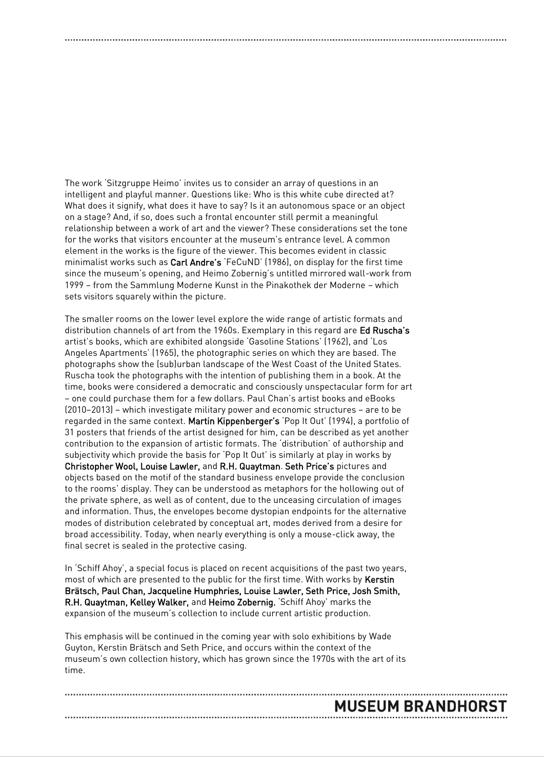The work 'Sitzgruppe Heimo' invites us to consider an array of questions in an intelligent and playful manner. Questions like: Who is this white cube directed at? What does it signify, what does it have to say? Is it an autonomous space or an object on a stage? And, if so, does such a frontal encounter still permit a meaningful relationship between a work of art and the viewer? These considerations set the tone for the works that visitors encounter at the museum's entrance level. A common element in the works is the figure of the viewer. This becomes evident in classic minimalist works such as **Carl Andre's** 'FeCuND' (1986), on display for the first time since the museum's opening, and Heimo Zobernig's untitled mirrored wall-work from 1999 – from the Sammlung Moderne Kunst in the Pinakothek der Moderne – which sets visitors squarely within the picture.

The smaller rooms on the lower level explore the wide range of artistic formats and distribution channels of art from the 1960s. Exemplary in this regard are **Ed Ruscha's** artist's books, which are exhibited alongside 'Gasoline Stations' (1962), and 'Los Angeles Apartments' (1965), the photographic series on which they are based. The photographs show the (sub)urban landscape of the West Coast of the United States. Ruscha took the photographs with the intention of publishing them in a book. At the time, books were considered a democratic and consciously unspectacular form for art – one could purchase them for a few dollars. Paul Chan's artist books and eBooks (2010–2013) – which investigate military power and economic structures – are to be regarded in the same context. **Martin Kippenberger's** 'Pop It Out' (1994), a portfolio of 31 posters that friends of the artist designed for him, can be described as yet another contribution to the expansion of artistic formats. The 'distribution' of authorship and subjectivity which provide the basis for 'Pop It Out' is similarly at play in works by **Christopher Wool, Louise Lawler,** and **R.H. Quaytman**. **Seth Price's** pictures and objects based on the motif of the standard business envelope provide the conclusion to the rooms' display. They can be understood as metaphors for the hollowing out of the private sphere, as well as of content, due to the unceasing circulation of images and information. Thus, the envelopes become dystopian endpoints for the alternative modes of distribution celebrated by conceptual art, modes derived from a desire for broad accessibility. Today, when nearly everything is only a mouse-click away, the final secret is sealed in the protective casing.

In 'Schiff Ahoy', a special focus is placed on recent acquisitions of the past two years, most of which are presented to the public for the first time. With works by **Kerstin Brätsch, Paul Chan, Jacqueline Humphries, Louise Lawler, Seth Price, Josh Smith, R.H. Quaytman, Kelley Walker,** and **Heimo Zobernig**, 'Schiff Ahoy' marks the expansion of the museum's collection to include current artistic production.

This emphasis will be continued in the coming year with solo exhibitions by Wade Guyton, Kerstin Brätsch and Seth Price, and occurs within the context of the museum's own collection history, which has grown since the 1970s with the art of its time.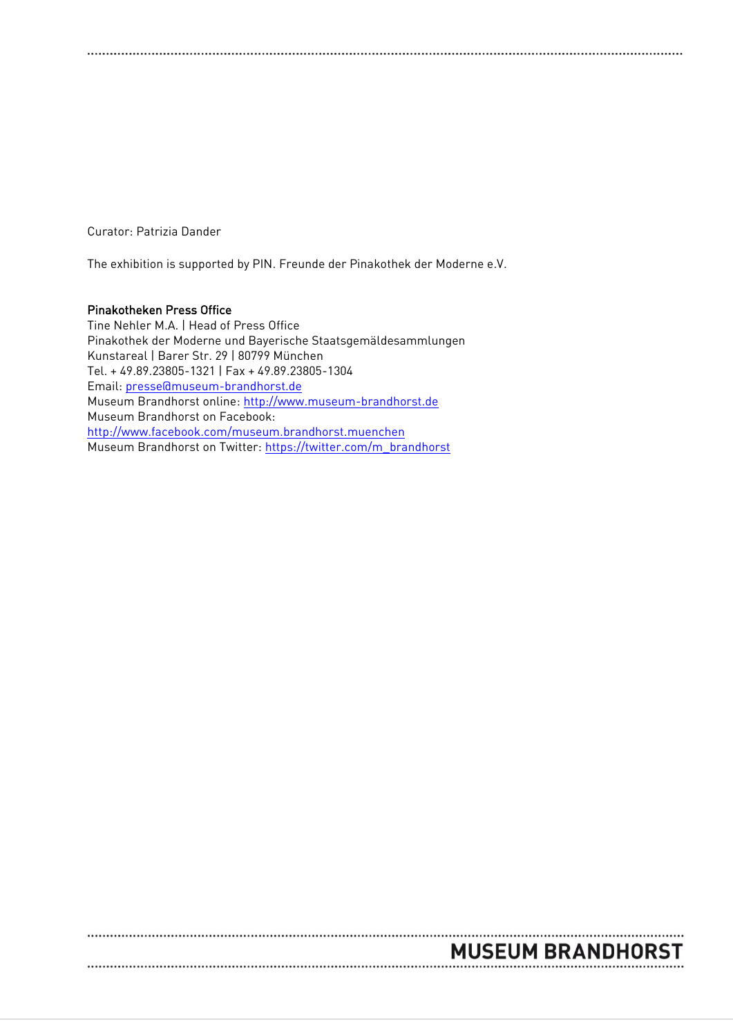Curator: Patrizia Dander

The exhibition is supported by PIN. Freunde der Pinakothek der Moderne e.V.

**Pinakotheken Press Office**
Tine Nehler M.A. | Head of Press Office
Pinakothek der Moderne und Bayerische Staatsgemäldesammlungen
Kunstareal | Barer Str. 29 | 80799 München
Tel. + 49.89.23805-1321 | Fax + 49.89.23805-1304
Email: presse@museum-brandhorst.de
Museum Brandhorst online: http://www.museum-brandhorst.de
Museum Brandhorst on Facebook:
http://www.facebook.com/museum.brandhorst.muenchen
Museum Brandhorst on Twitter: https://twitter.com/m_brandhorst